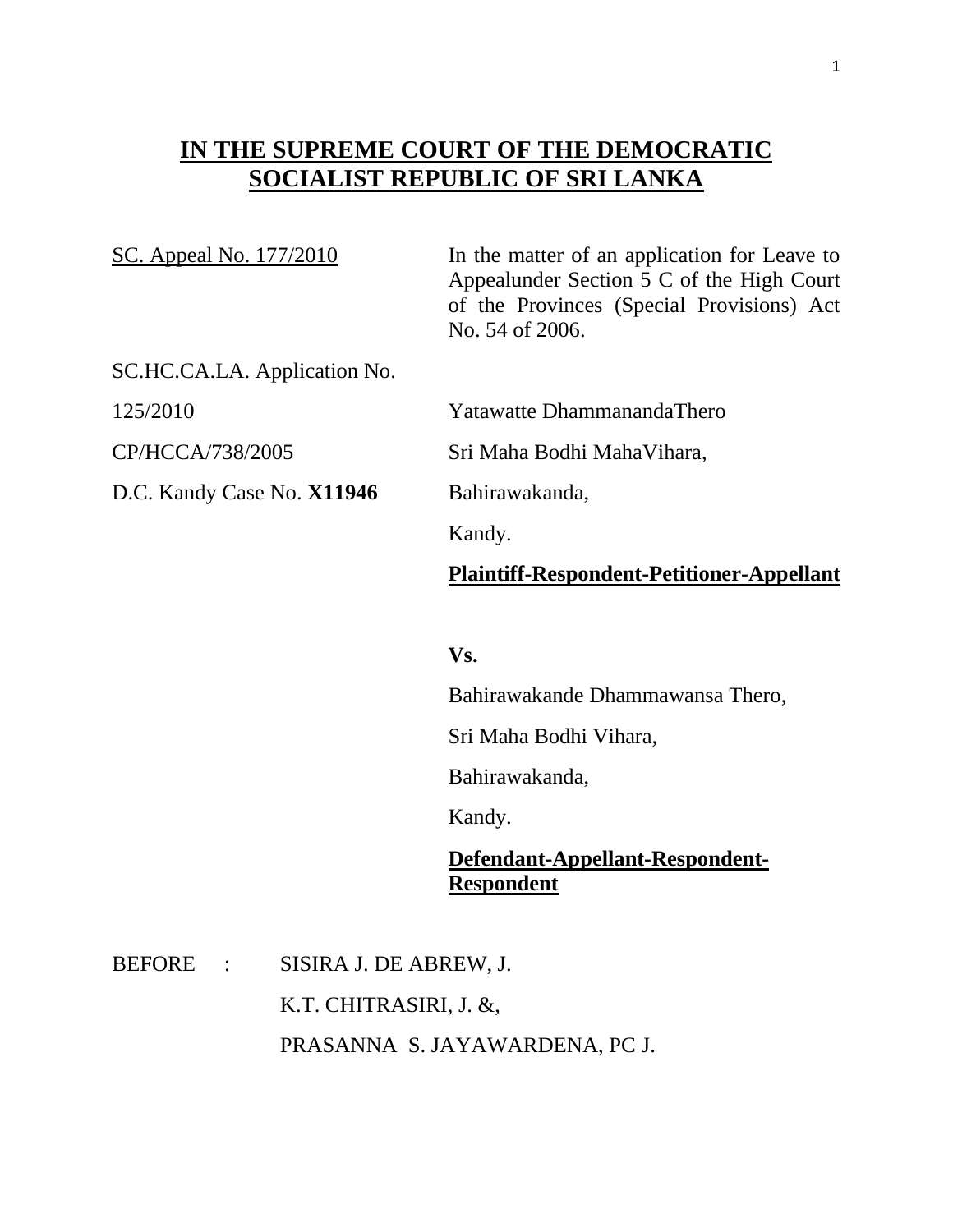# **IN THE SUPREME COURT OF THE DEMOCRATIC SOCIALIST REPUBLIC OF SRI LANKA**

SC. Appeal No. 177/2010

In the matter of an application for Leave to Appealunder Section 5 C of the High Court of the Provinces (Special Provisions) Act No. 54 of 2006.

SC.HC.CA.LA. Application No. 125/2010

CP/HCCA/738/2005

D.C. Kandy Case No. **X11946**

Yatawatte DhammanandaThero

Sri Maha Bodhi MahaVihara,

Bahirawakanda,

Kandy.

**Plaintiff-Respondent-Petitioner-Appellant**

**Vs.**

Bahirawakande Dhammawansa Thero,

Sri Maha Bodhi Vihara,

Bahirawakanda,

Kandy.

**Defendant-Appellant-Respondent-Respondent**

BEFORE : SISIRA J. DE ABREW, J.

K.T. CHITRASIRI, J. &,

PRASANNA S. JAYAWARDENA, PC J.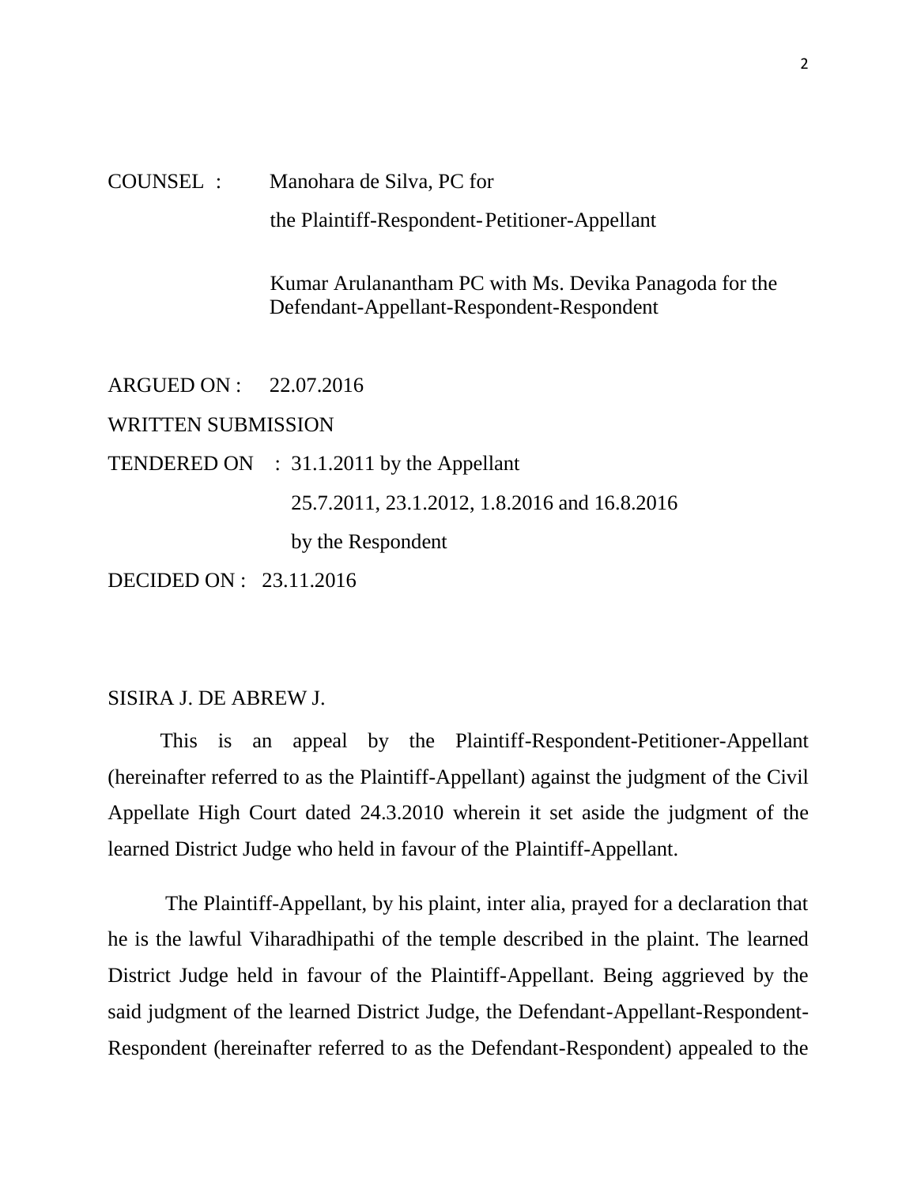COUNSEL : Manohara de Silva, PC for the Plaintiff-Respondent-Petitioner-Appellant

Kumar Arulanantham PC with Ms. Devika Panagoda for the Defendant-Appellant-Respondent-Respondent

ARGUED ON : 22.07.2016

WRITTEN SUBMISSION

TENDERED ON : 31.1.2011 by the Appellant

25.7.2011, 23.1.2012, 1.8.2016 and 16.8.2016

by the Respondent

DECIDED ON : 23.11.2016

SISIRA J. DE ABREW J.

This is an appeal by the Plaintiff-Respondent-Petitioner-Appellant (hereinafter referred to as the Plaintiff-Appellant) against the judgment of the Civil Appellate High Court dated 24.3.2010 wherein it set aside the judgment of the learned District Judge who held in favour of the Plaintiff-Appellant.

The Plaintiff-Appellant, by his plaint, inter alia, prayed for a declaration that he is the lawful Viharadhipathi of the temple described in the plaint. The learned District Judge held in favour of the Plaintiff-Appellant. Being aggrieved by the said judgment of the learned District Judge, the Defendant-Appellant-Respondent-Respondent (hereinafter referred to as the Defendant-Respondent) appealed to the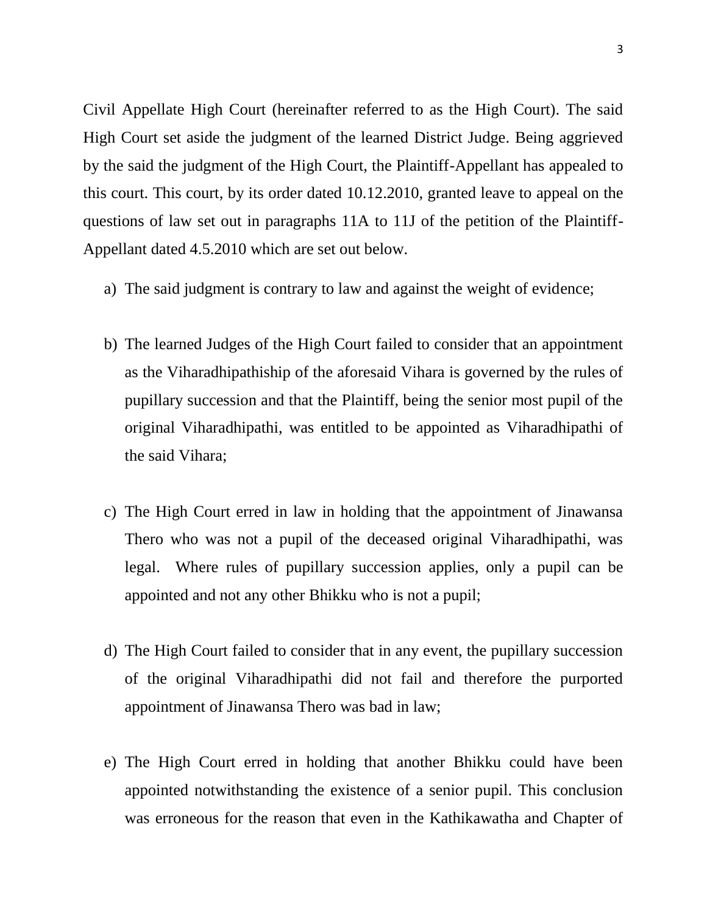Civil Appellate High Court (hereinafter referred to as the High Court). The said High Court set aside the judgment of the learned District Judge. Being aggrieved by the said the judgment of the High Court, the Plaintiff-Appellant has appealed to this court. This court, by its order dated 10.12.2010, granted leave to appeal on the questions of law set out in paragraphs 11A to 11J of the petition of the Plaintiff-Appellant dated 4.5.2010 which are set out below.

a) The said judgment is contrary to law and against the weight of evidence;

b) The learned Judges of the High Court failed to consider that an appointment as the Viharadhipathiship of the aforesaid Vihara is governed by the rules of pupillary succession and that the Plaintiff, being the senior most pupil of the original Viharadhipathi, was entitled to be appointed as Viharadhipathi of the said Vihara;

c) The High Court erred in law in holding that the appointment of Jinawansa Thero who was not a pupil of the deceased original Viharadhipathi, was legal. Where rules of pupillary succession applies, only a pupil can be appointed and not any other Bhikku who is not a pupil;

d) The High Court failed to consider that in any event, the pupillary succession of the original Viharadhipathi did not fail and therefore the purported appointment of Jinawansa Thero was bad in law;

e) The High Court erred in holding that another Bhikku could have been appointed notwithstanding the existence of a senior pupil. This conclusion was erroneous for the reason that even in the Kathikawatha and Chapter of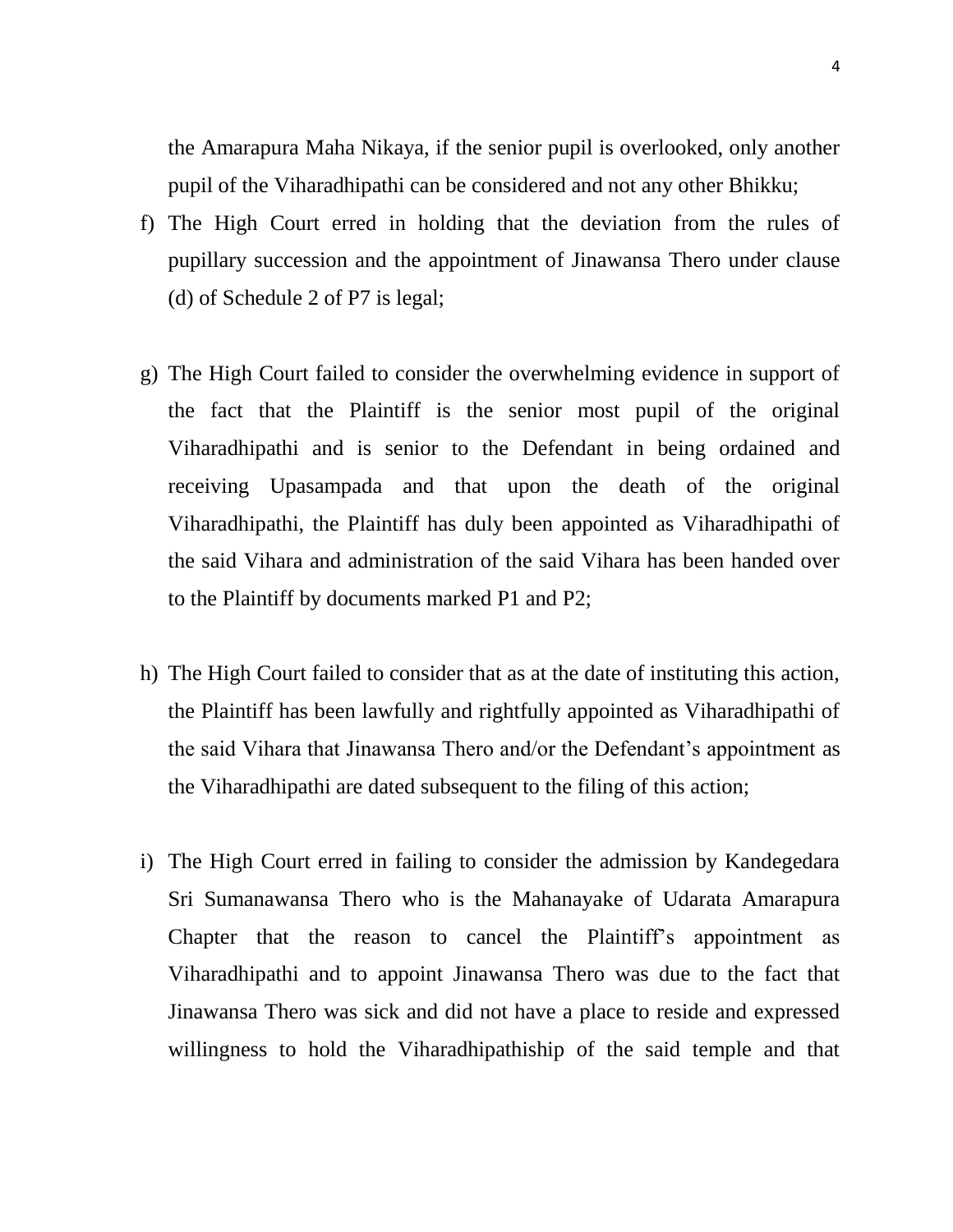the Amarapura Maha Nikaya, if the senior pupil is overlooked, only another pupil of the Viharadhipathi can be considered and not any other Bhikku;

f) The High Court erred in holding that the deviation from the rules of pupillary succession and the appointment of Jinawansa Thero under clause (d) of Schedule 2 of P7 is legal;

g) The High Court failed to consider the overwhelming evidence in support of the fact that the Plaintiff is the senior most pupil of the original Viharadhipathi and is senior to the Defendant in being ordained and receiving Upasampada and that upon the death of the original Viharadhipathi, the Plaintiff has duly been appointed as Viharadhipathi of the said Vihara and administration of the said Vihara has been handed over to the Plaintiff by documents marked P1 and P2;

h) The High Court failed to consider that as at the date of instituting this action, the Plaintiff has been lawfully and rightfully appointed as Viharadhipathi of the said Vihara that Jinawansa Thero and/or the Defendant's appointment as the Viharadhipathi are dated subsequent to the filing of this action;

i) The High Court erred in failing to consider the admission by Kandegedara Sri Sumanawansa Thero who is the Mahanayake of Udarata Amarapura Chapter that the reason to cancel the Plaintiff's appointment as Viharadhipathi and to appoint Jinawansa Thero was due to the fact that Jinawansa Thero was sick and did not have a place to reside and expressed willingness to hold the Viharadhipathiship of the said temple and that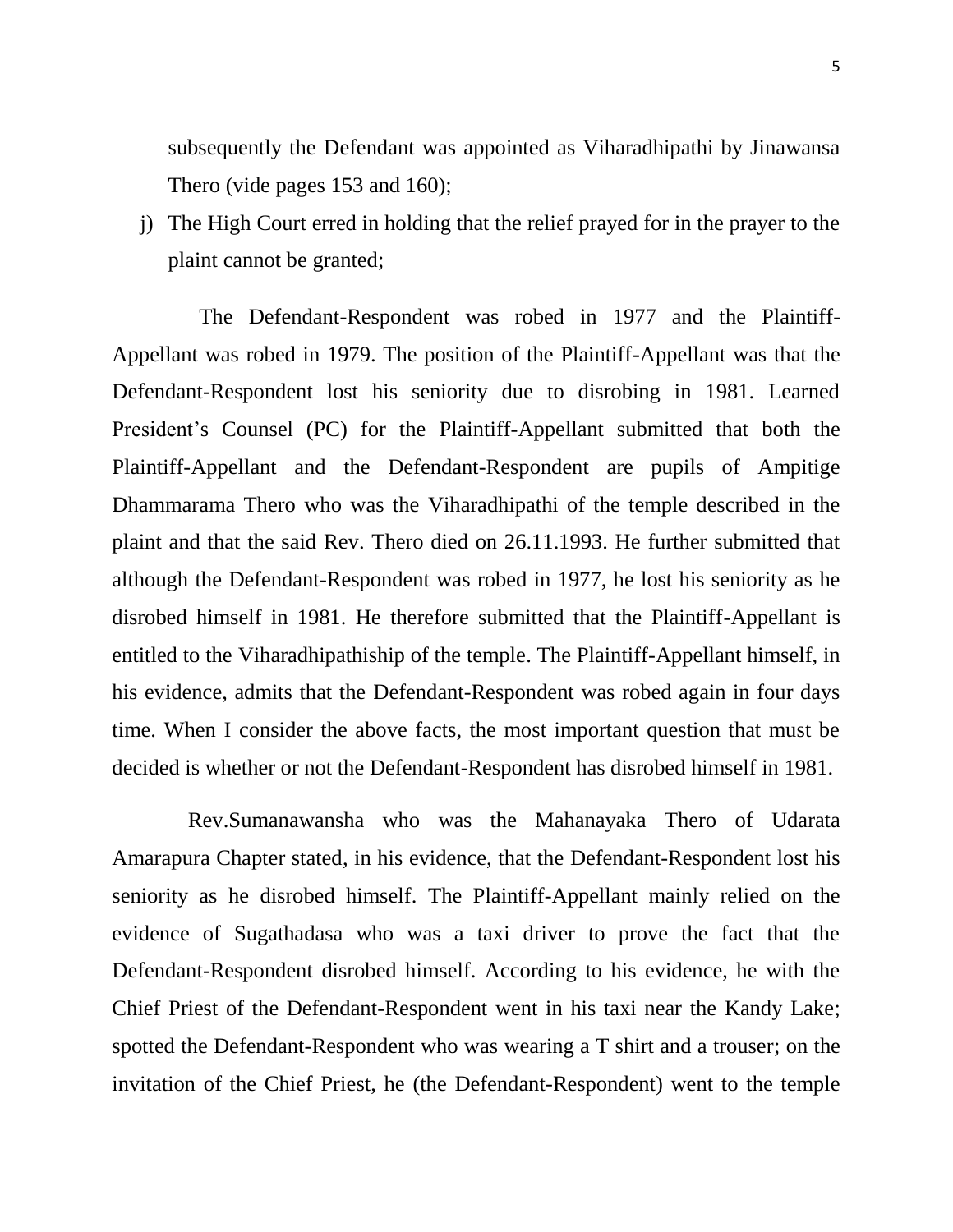subsequently the Defendant was appointed as Viharadhipathi by Jinawansa Thero (vide pages 153 and 160);

j) The High Court erred in holding that the relief prayed for in the prayer to the plaint cannot be granted;

The Defendant-Respondent was robed in 1977 and the Plaintiff-Appellant was robed in 1979. The position of the Plaintiff-Appellant was that the Defendant-Respondent lost his seniority due to disrobing in 1981. Learned President's Counsel (PC) for the Plaintiff-Appellant submitted that both the Plaintiff-Appellant and the Defendant-Respondent are pupils of Ampitige Dhammarama Thero who was the Viharadhipathi of the temple described in the plaint and that the said Rev. Thero died on 26.11.1993. He further submitted that although the Defendant-Respondent was robed in 1977, he lost his seniority as he disrobed himself in 1981. He therefore submitted that the Plaintiff-Appellant is entitled to the Viharadhipathiship of the temple. The Plaintiff-Appellant himself, in his evidence, admits that the Defendant-Respondent was robed again in four days time. When I consider the above facts, the most important question that must be decided is whether or not the Defendant-Respondent has disrobed himself in 1981.

Rev.Sumanawansha who was the Mahanayaka Thero of Udarata Amarapura Chapter stated, in his evidence, that the Defendant-Respondent lost his seniority as he disrobed himself. The Plaintiff-Appellant mainly relied on the evidence of Sugathadasa who was a taxi driver to prove the fact that the Defendant-Respondent disrobed himself. According to his evidence, he with the Chief Priest of the Defendant-Respondent went in his taxi near the Kandy Lake; spotted the Defendant-Respondent who was wearing a T shirt and a trouser; on the invitation of the Chief Priest, he (the Defendant-Respondent) went to the temple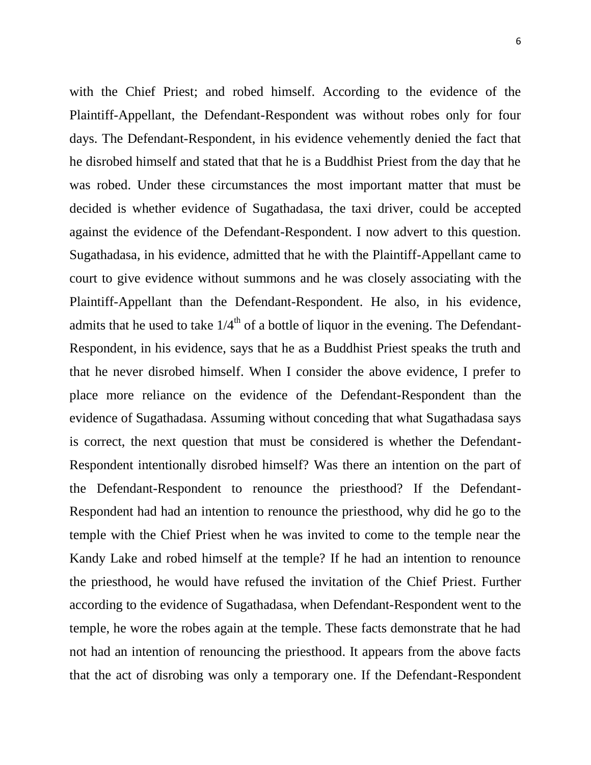with the Chief Priest; and robed himself. According to the evidence of the Plaintiff-Appellant, the Defendant-Respondent was without robes only for four days. The Defendant-Respondent, in his evidence vehemently denied the fact that he disrobed himself and stated that that he is a Buddhist Priest from the day that he was robed. Under these circumstances the most important matter that must be decided is whether evidence of Sugathadasa, the taxi driver, could be accepted against the evidence of the Defendant-Respondent. I now advert to this question. Sugathadasa, in his evidence, admitted that he with the Plaintiff-Appellant came to court to give evidence without summons and he was closely associating with the Plaintiff-Appellant than the Defendant-Respondent. He also, in his evidence, admits that he used to take 1/4th of a bottle of liquor in the evening. The Defendant-Respondent, in his evidence, says that he as a Buddhist Priest speaks the truth and that he never disrobed himself. When I consider the above evidence, I prefer to place more reliance on the evidence of the Defendant-Respondent than the evidence of Sugathadasa. Assuming without conceding that what Sugathadasa says is correct, the next question that must be considered is whether the Defendant-Respondent intentionally disrobed himself? Was there an intention on the part of the Defendant-Respondent to renounce the priesthood? If the Defendant-Respondent had had an intention to renounce the priesthood, why did he go to the temple with the Chief Priest when he was invited to come to the temple near the Kandy Lake and robed himself at the temple? If he had an intention to renounce the priesthood, he would have refused the invitation of the Chief Priest. Further according to the evidence of Sugathadasa, when Defendant-Respondent went to the temple, he wore the robes again at the temple. These facts demonstrate that he had not had an intention of renouncing the priesthood. It appears from the above facts that the act of disrobing was only a temporary one. If the Defendant-Respondent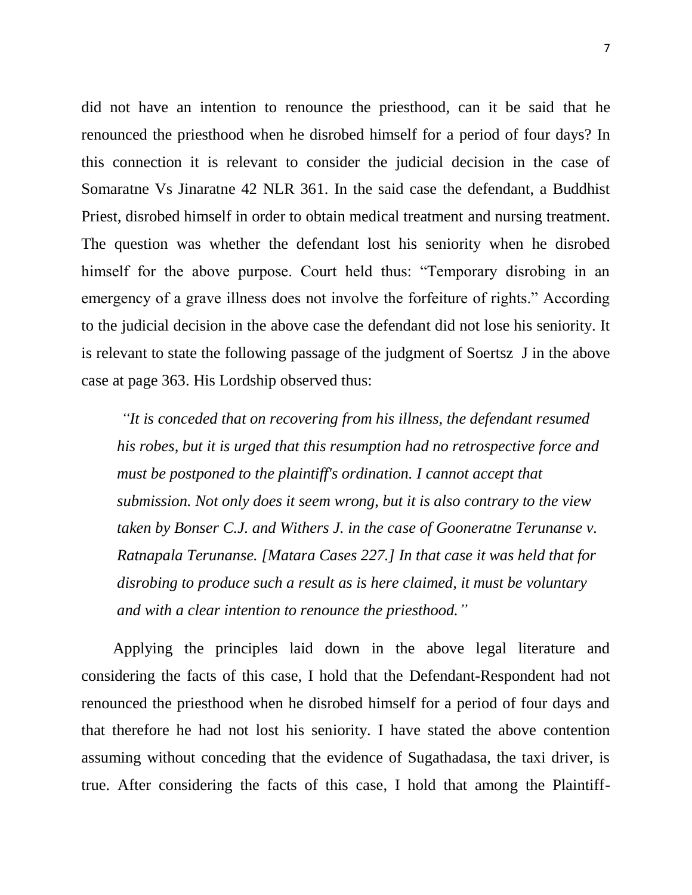did not have an intention to renounce the priesthood, can it be said that he renounced the priesthood when he disrobed himself for a period of four days? In this connection it is relevant to consider the judicial decision in the case of Somaratne Vs Jinaratne 42 NLR 361. In the said case the defendant, a Buddhist Priest, disrobed himself in order to obtain medical treatment and nursing treatment. The question was whether the defendant lost his seniority when he disrobed himself for the above purpose. Court held thus: "Temporary disrobing in an emergency of a grave illness does not involve the forfeiture of rights." According to the judicial decision in the above case the defendant did not lose his seniority. It is relevant to state the following passage of the judgment of Soertsz J in the above case at page 363. His Lordship observed thus:

> *"It is conceded that on recovering from his illness, the defendant resumed his robes, but it is urged that this resumption had no retrospective force and must be postponed to the plaintiff's ordination. I cannot accept that submission. Not only does it seem wrong, but it is also contrary to the view taken by Bonser C.J. and Withers J. in the case of Gooneratne Terunanse v. Ratnapala Terunanse. [Matara Cases 227.] In that case it was held that for disrobing to produce such a result as is here claimed, it must be voluntary and with a clear intention to renounce the priesthood."*

Applying the principles laid down in the above legal literature and considering the facts of this case, I hold that the Defendant-Respondent had not renounced the priesthood when he disrobed himself for a period of four days and that therefore he had not lost his seniority. I have stated the above contention assuming without conceding that the evidence of Sugathadasa, the taxi driver, is true. After considering the facts of this case, I hold that among the Plaintiff-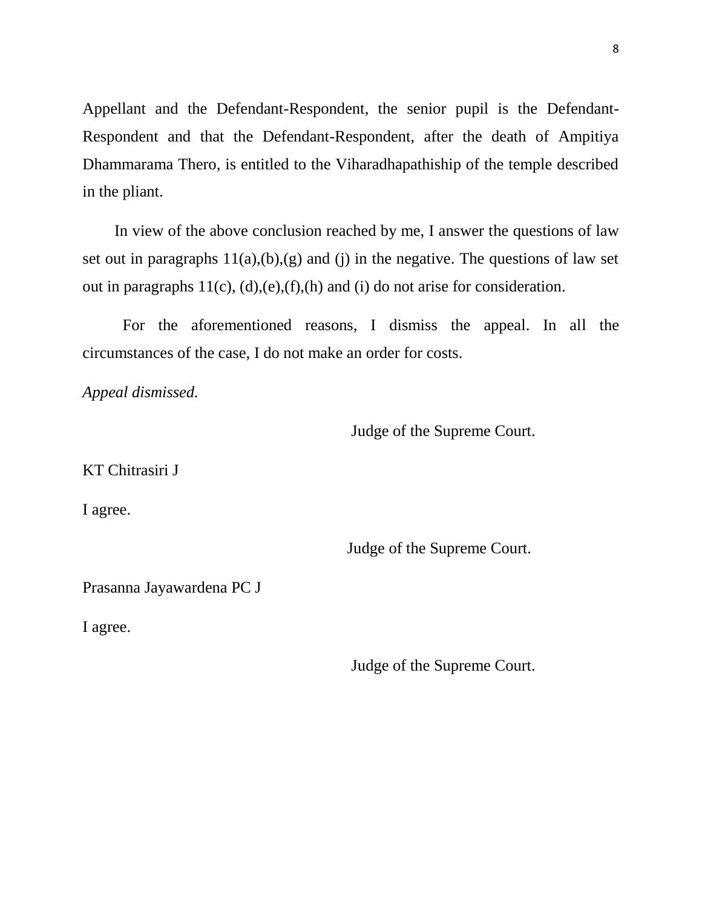Appellant and the Defendant-Respondent, the senior pupil is the Defendant-Respondent and that the Defendant-Respondent, after the death of Ampitiya Dhammarama Thero, is entitled to the Viharadhapathiship of the temple described in the pliant.

In view of the above conclusion reached by me, I answer the questions of law set out in paragraphs 11(a),(b),(g) and (j) in the negative. The questions of law set out in paragraphs 11(c), (d),(e),(f),(h) and (i) do not arise for consideration.

For the aforementioned reasons, I dismiss the appeal. In all the circumstances of the case, I do not make an order for costs.

*Appeal dismissed.*

Judge of the Supreme Court.

KT Chitrasiri J

I agree.

Judge of the Supreme Court.

Prasanna Jayawardena PC J

I agree.

Judge of the Supreme Court.